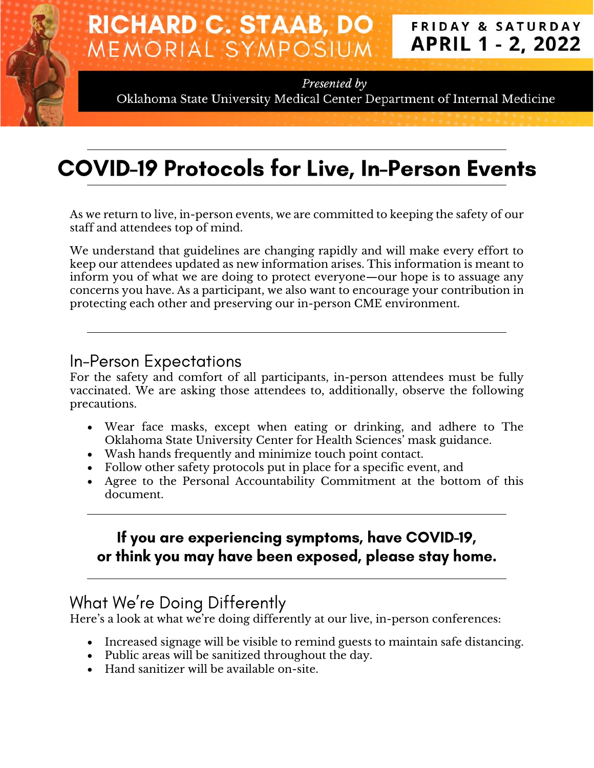# RICHARD C. STAAB, DO MEMORIAL SYMPOSIUM

**FRIDAY & SATURDAY**
**APRIL 1 - 2, 2022**

*Presented by*
Oklahoma State University Medical Center Department of Internal Medicine

---

# COVID-19 Protocols for Live, In-Person Events

---

As we return to live, in-person events, we are committed to keeping the safety of our staff and attendees top of mind.

We understand that guidelines are changing rapidly and will make every effort to keep our attendees updated as new information arises. This information is meant to inform you of what we are doing to protect everyone—our hope is to assuage any concerns you have. As a participant, we also want to encourage your contribution in protecting each other and preserving our in-person CME environment.

---

## In-Person Expectations

For the safety and comfort of all participants, in-person attendees must be fully vaccinated. We are asking those attendees to, additionally, observe the following precautions.

- Wear face masks, except when eating or drinking, and adhere to The Oklahoma State University Center for Health Sciences' mask guidance.
- Wash hands frequently and minimize touch point contact.
- Follow other safety protocols put in place for a specific event, and
- Agree to the Personal Accountability Commitment at the bottom of this document.

---

**If you are experiencing symptoms, have COVID-19, or think you may have been exposed, please stay home.**

---

## What We're Doing Differently

Here's a look at what we're doing differently at our live, in-person conferences:

- Increased signage will be visible to remind guests to maintain safe distancing.
- Public areas will be sanitized throughout the day.
- Hand sanitizer will be available on-site.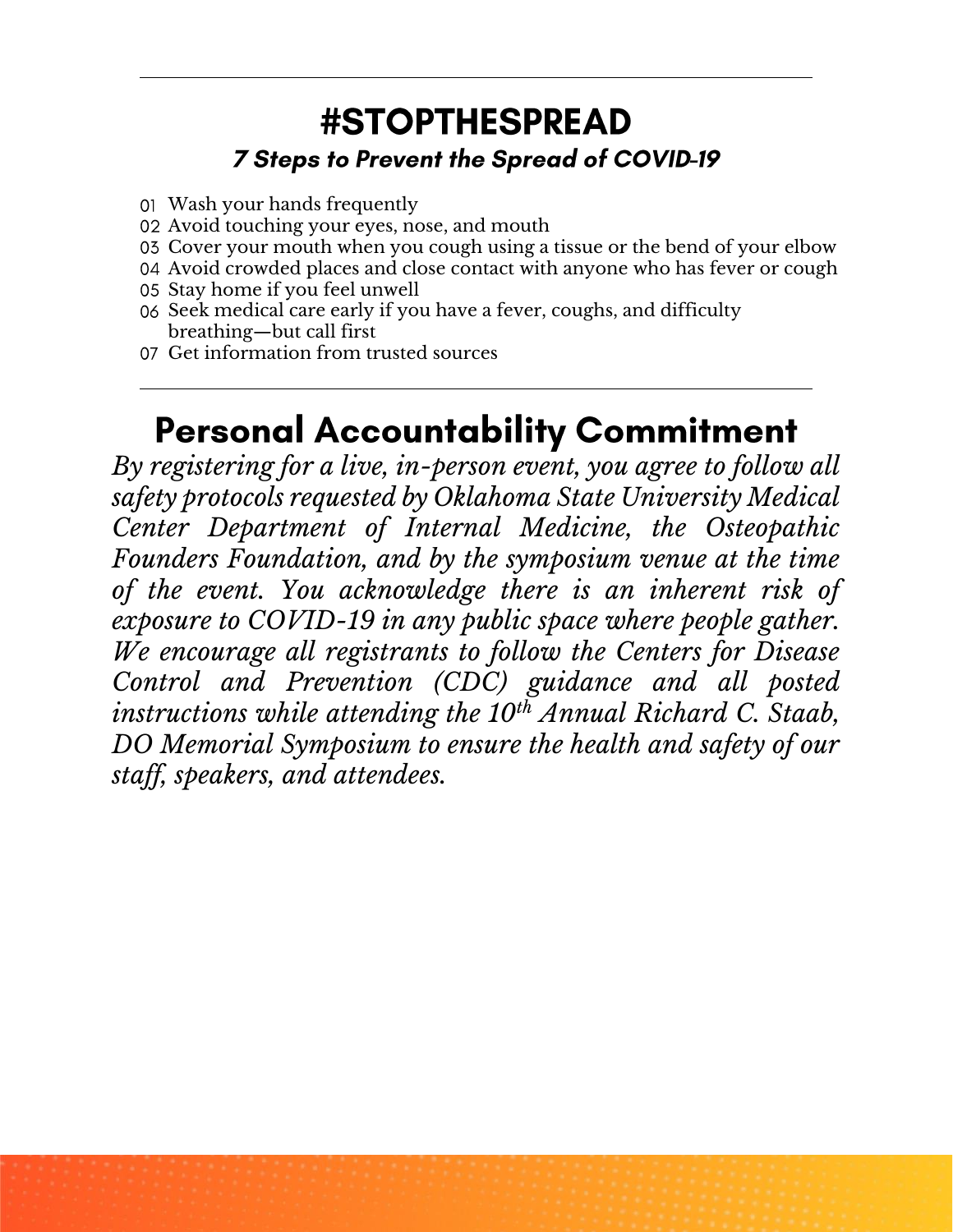# #STOPTHESPREAD

### *7 Steps to Prevent the Spread of COVID-19*

01 Wash your hands frequently
02 Avoid touching your eyes, nose, and mouth
03 Cover your mouth when you cough using a tissue or the bend of your elbow
04 Avoid crowded places and close contact with anyone who has fever or cough
05 Stay home if you feel unwell
06 Seek medical care early if you have a fever, coughs, and difficulty breathing—but call first
07 Get information from trusted sources

---

# Personal Accountability Commitment

*By registering for a live, in-person event, you agree to follow all safety protocols requested by Oklahoma State University Medical Center Department of Internal Medicine, the Osteopathic Founders Foundation, and by the symposium venue at the time of the event. You acknowledge there is an inherent risk of exposure to COVID-19 in any public space where people gather. We encourage all registrants to follow the Centers for Disease Control and Prevention (CDC) guidance and all posted instructions while attending the 10th Annual Richard C. Staab, DO Memorial Symposium to ensure the health and safety of our staff, speakers, and attendees.*